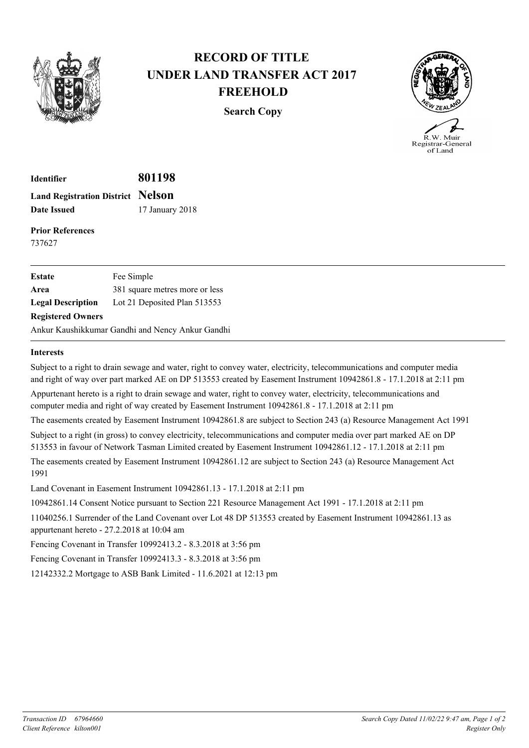# RECORD OF TITLE
# UNDER LAND TRANSFER ACT 2017
# FREEHOLD

**Search Copy**

R.W. Muir
Registrar-General
of Land

**Identifier** **801198**

**Land Registration District** **Nelson**

**Date Issued** 17 January 2018

**Prior References**
737627

---

**Estate** Fee Simple

**Area** 381 square metres more or less

**Legal Description** Lot 21 Deposited Plan 513553

**Registered Owners**

Ankur Kaushikkumar Gandhi and Nency Ankur Gandhi

---

**Interests**

Subject to a right to drain sewage and water, right to convey water, electricity, telecommunications and computer media and right of way over part marked AE on DP 513553 created by Easement Instrument 10942861.8 - 17.1.2018 at 2:11 pm

Appurtenant hereto is a right to drain sewage and water, right to convey water, electricity, telecommunications and computer media and right of way created by Easement Instrument 10942861.8 - 17.1.2018 at 2:11 pm

The easements created by Easement Instrument 10942861.8 are subject to Section 243 (a) Resource Management Act 1991

Subject to a right (in gross) to convey electricity, telecommunications and computer media over part marked AE on DP 513553 in favour of Network Tasman Limited created by Easement Instrument 10942861.12 - 17.1.2018 at 2:11 pm

The easements created by Easement Instrument 10942861.12 are subject to Section 243 (a) Resource Management Act 1991

Land Covenant in Easement Instrument 10942861.13 - 17.1.2018 at 2:11 pm

10942861.14 Consent Notice pursuant to Section 221 Resource Management Act 1991 - 17.1.2018 at 2:11 pm

11040256.1 Surrender of the Land Covenant over Lot 48 DP 513553 created by Easement Instrument 10942861.13 as appurtenant hereto - 27.2.2018 at 10:04 am

Fencing Covenant in Transfer 10992413.2 - 8.3.2018 at 3:56 pm

Fencing Covenant in Transfer 10992413.3 - 8.3.2018 at 3:56 pm

12142332.2 Mortgage to ASB Bank Limited - 11.6.2021 at 12:13 pm

*Transaction ID 67964660*
*Client Reference kilton001*

*Search Copy Dated 11/02/22 9:47 am*
*Register Only*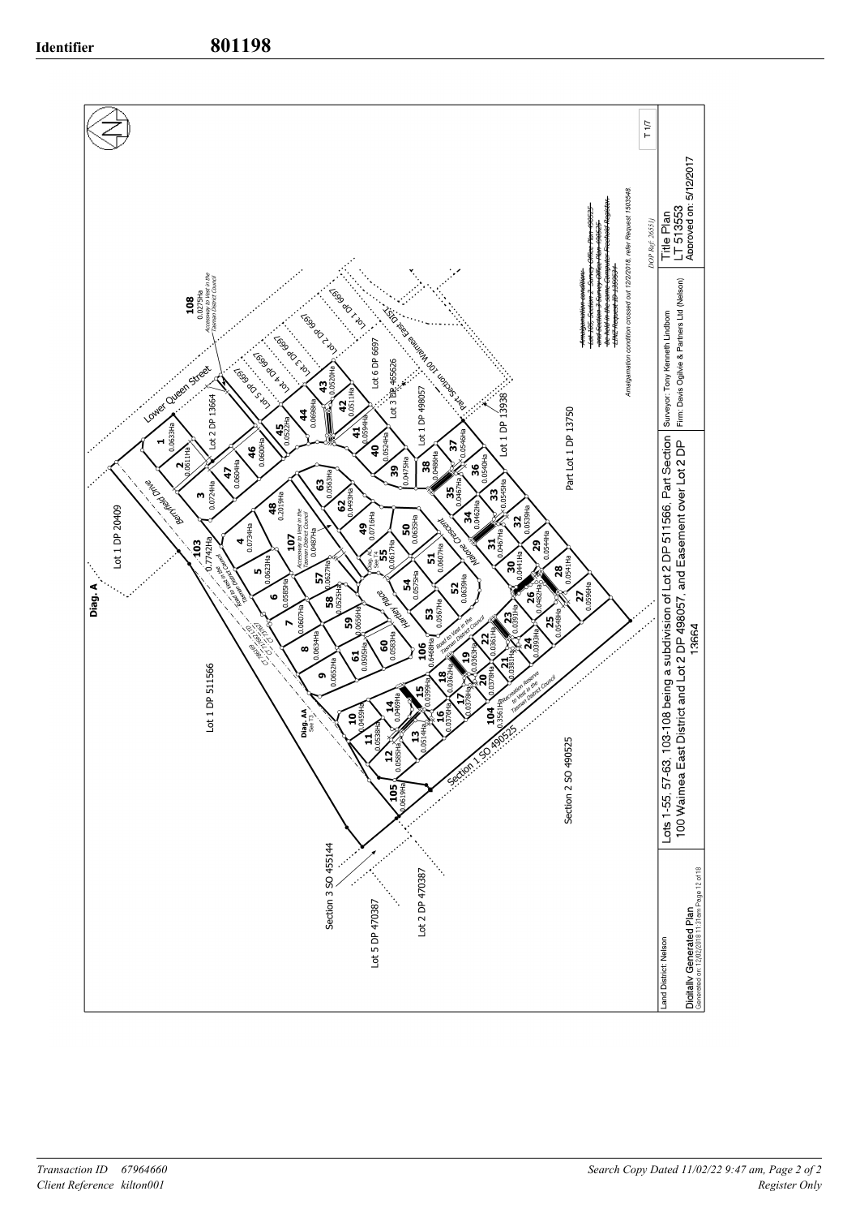**Identifier** **801198**

Diag. A

Lower Queen Street

Berryfield Drive

Lot 1 DP 20409

Lot 1 DP 511566

Lot 2 DP 13664

Lot 5 DP 6697

Lot 4 DP 6697

Lot 3 DP 6697

Lot 2 DP 6697

Lot 1 DP 6697

Lot 6 DP 6697

Lot 3 DP 465626

Lot 1 DP 498057

Lot 1 DP 13938

Part Section 100 Waimea East DIST

Part Lot 1 DP 13750

Section 2 SO 490525

Section 1 SO 490525

Section 3 SO 455144

Lot 5 DP 470387

Lot 2 DP 470387

Harley Place

Malone Crescent

108 0.0275Ha Accessway to Vest in the Tasman District Council

103 0.7742Ha Road to Vest in the Tasman District Council

104 0.3561Ha Recreation Reserve to Vest in the Tasman District Council

105 0.0619Ha

106 0.4468Ha Road to Vest in the Tasman District Council

107 0.0487Ha Accessway to Vest in the Tasman District Council

1 0.0633Ha
2 0.0611Ha
3 0.0724Ha
4 0.0734Ha
5 0.0623Ha
6 0.0585Ha
7 0.0607Ha
8 0.0634Ha
9 0.0652Ha
10 0.0459Ha
11 0.0538Ha
12 0.0585Ha
13 0.0514Ha
14 0.0469Ha
15 0.0399Ha
16 0.0376Ha
17 0.0378Ha
18 0.0362Ha
19 0.0363Ha
20 0.0378Ha
21 0.0381Ha
22 0.0361Ha
23 0.0391Ha
24 0.0393Ha
25 0.0548Ha
26 0.0482Ha
27 0.0596Ha
28 0.0541Ha
29 0.0544Ha
30 0.0441Ha
31 0.0467Ha
32 0.0539Ha
33 0.0545Ha
34 0.0462Ha
35 0.0467Ha
36 0.0540Ha
37 0.0546Ha
38 0.0486Ha
39 0.0475Ha
40 0.0524Ha
41 0.0594Ha
42 0.0511Ha
43 0.0520Ha
44 0.0698Ha
45 0.0522Ha
46 0.0600Ha
47 0.0604Ha
48 0.2019Ha
49 0.0716Ha
50 0.0635Ha
51 0.0607Ha
52 0.0639Ha
53 0.0567Ha
54 0.0575Ha
55 0.0617Ha
57 0.0527Ha
58 0.0525Ha
59 0.0656Ha
60 0.0583Ha
61 0.0505Ha
62 0.0493Ha
63 0.0563Ha

Diag. AA See T3

Diag. A See T4

~~Amalgamation condition: Lot 105, Section 2 Survey Office Plan 490525 and Section 3 Survey Office Plan 455144 be held in the same Computer Freehold Register. LINZ Request ID 1393524~~

Amalgamation condition crossed out 12/2/2018, refer Request 1503548.

DOP Ref: 2655J

T 1/7

| Land District: Nelson | Lots 1-55, 57-63, 103-108 being a subdivision of Lot 2 DP 511566, Part Section 100 Waimea East District and Lot 2 DP 498057, and Easement over Lot 2 DP 13664 | Surveyor: Tony Kenneth Lindbom<br>Firm: Davis Ogilvie & Partners Ltd (Nelson) | Title Plan<br>LT 513553<br>Approved on: 5/12/2017 |
|---|---|---|---|
| Digitally Generated Plan<br>Generated on: 12/02/2018 11:31am Page 12 of 18 | | | |

*Transaction ID 67964660*
*Client Reference kilton001*

*Search Copy Dated 11/02/22 9:47 am, Page 2 of 2*
*Register Only*